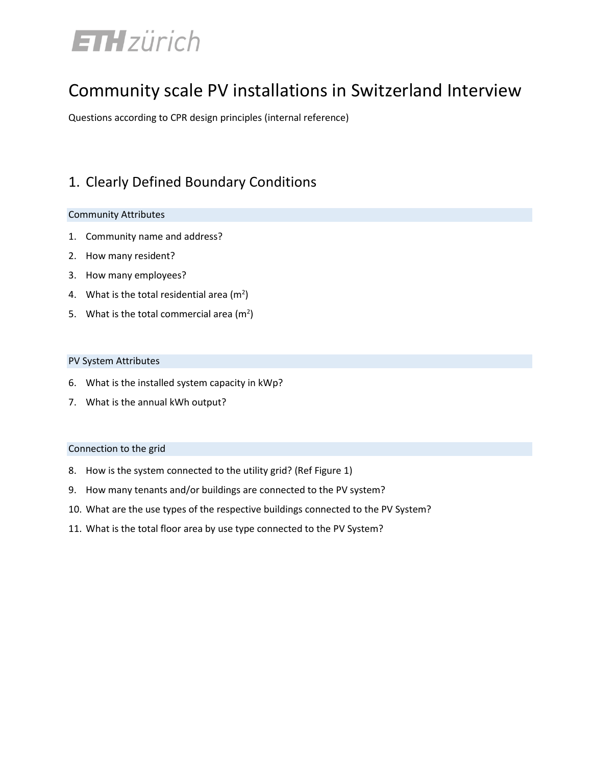ETH zürich

# Community scale PV installations in Switzerland Interview

Questions according to CPR design principles (internal reference)

## 1. Clearly Defined Boundary Conditions

### Community Attributes

1. Community name and address?
2. How many resident?
3. How many employees?
4. What is the total residential area ($m^2$)
5. What is the total commercial area ($m^2$)

### PV System Attributes

6. What is the installed system capacity in kWp?
7. What is the annual kWh output?

### Connection to the grid

8. How is the system connected to the utility grid? (Ref Figure 1)
9. How many tenants and/or buildings are connected to the PV system?
10. What are the use types of the respective buildings connected to the PV System?
11. What is the total floor area by use type connected to the PV System?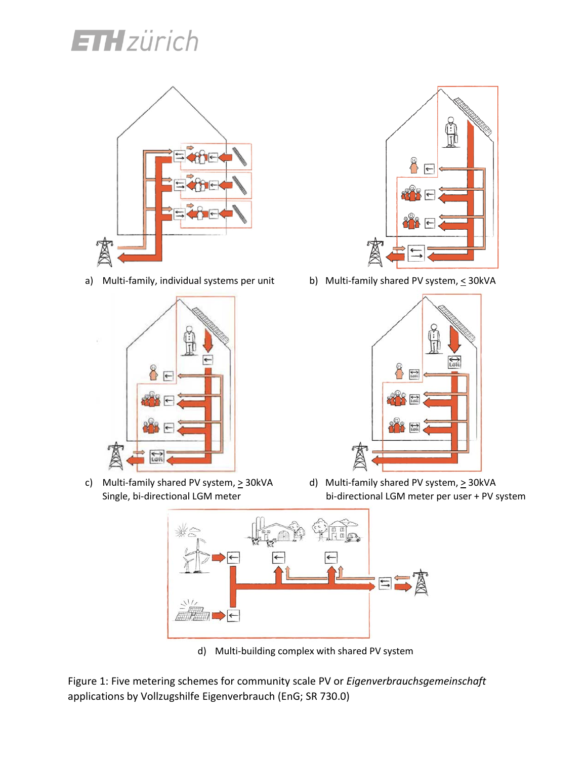a) Multi-family, individual systems per unit

b) Multi-family shared PV system, ≤ 30kVA

c) Multi-family shared PV system, ≥ 30kVA
Single, bi-directional LGM meter

d) Multi-family shared PV system, ≥ 30kVA
bi-directional LGM meter per user + PV system

d) Multi-building complex with shared PV system

Figure 1: Five metering schemes for community scale PV or *Eigenverbrauchsgemeinschaft* applications by Vollzugshilfe Eigenverbrauch (EnG; SR 730.0)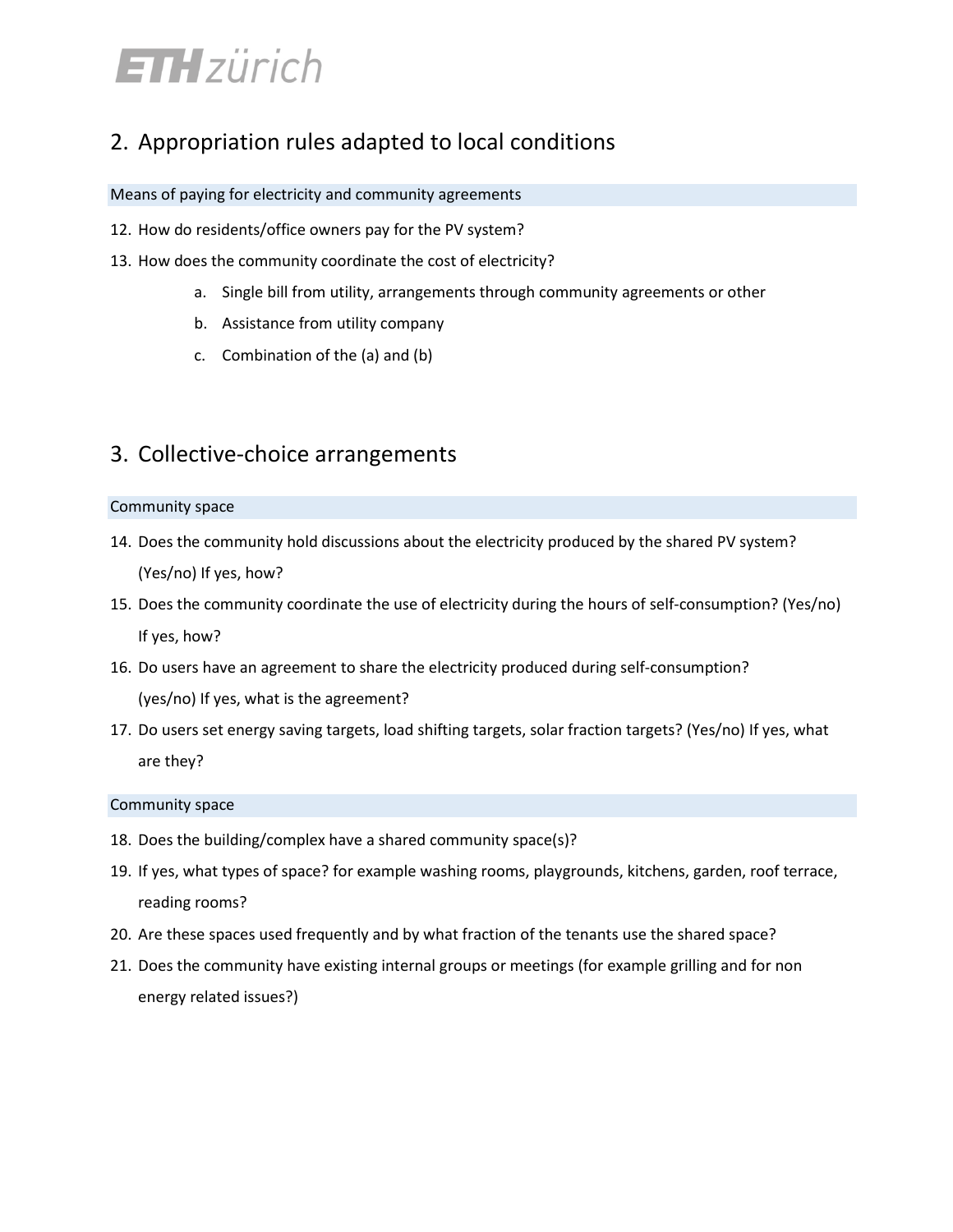## 2. Appropriation rules adapted to local conditions

### Means of paying for electricity and community agreements

12. How do residents/office owners pay for the PV system?
13. How does the community coordinate the cost of electricity?
    a. Single bill from utility, arrangements through community agreements or other
    b. Assistance from utility company
    c. Combination of the (a) and (b)

## 3. Collective-choice arrangements

### Community space

14. Does the community hold discussions about the electricity produced by the shared PV system? (Yes/no) If yes, how?
15. Does the community coordinate the use of electricity during the hours of self-consumption? (Yes/no) If yes, how?
16. Do users have an agreement to share the electricity produced during self-consumption? (yes/no) If yes, what is the agreement?
17. Do users set energy saving targets, load shifting targets, solar fraction targets? (Yes/no) If yes, what are they?

### Community space

18. Does the building/complex have a shared community space(s)?
19. If yes, what types of space? for example washing rooms, playgrounds, kitchens, garden, roof terrace, reading rooms?
20. Are these spaces used frequently and by what fraction of the tenants use the shared space?
21. Does the community have existing internal groups or meetings (for example grilling and for non energy related issues?)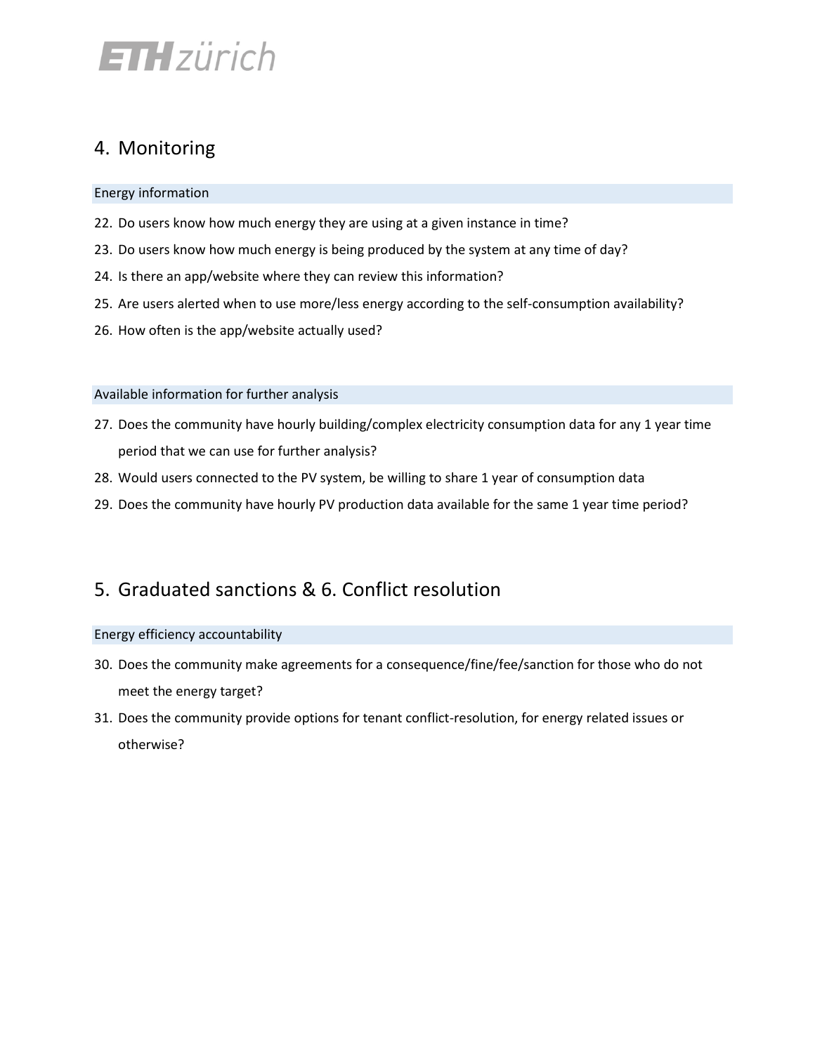## 4. Monitoring

### Energy information

22. Do users know how much energy they are using at a given instance in time?
23. Do users know how much energy is being produced by the system at any time of day?
24. Is there an app/website where they can review this information?
25. Are users alerted when to use more/less energy according to the self-consumption availability?
26. How often is the app/website actually used?

### Available information for further analysis

27. Does the community have hourly building/complex electricity consumption data for any 1 year time period that we can use for further analysis?
28. Would users connected to the PV system, be willing to share 1 year of consumption data
29. Does the community have hourly PV production data available for the same 1 year time period?

## 5. Graduated sanctions & 6. Conflict resolution

### Energy efficiency accountability

30. Does the community make agreements for a consequence/fine/fee/sanction for those who do not meet the energy target?
31. Does the community provide options for tenant conflict-resolution, for energy related issues or otherwise?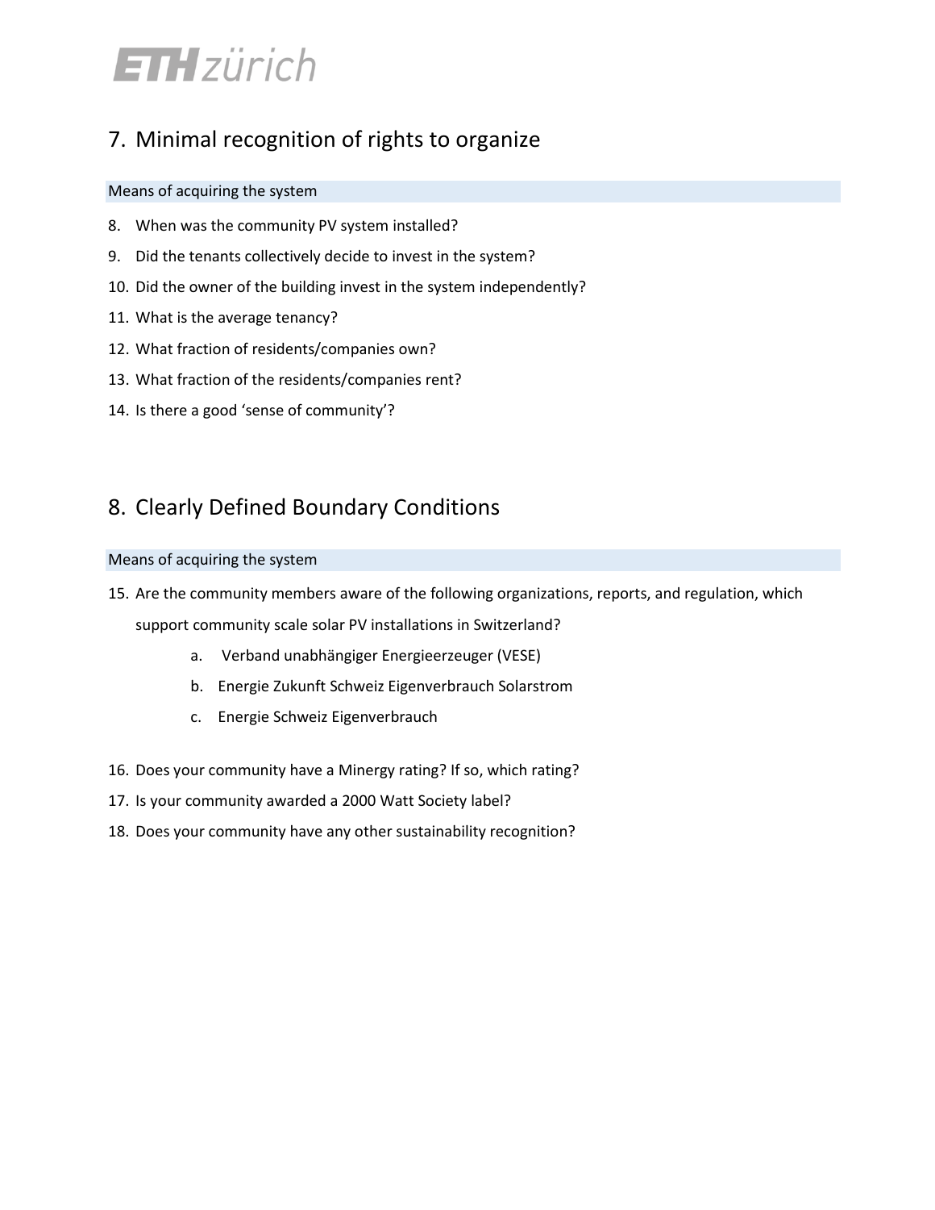## 7. Minimal recognition of rights to organize

Means of acquiring the system

8. When was the community PV system installed?
9. Did the tenants collectively decide to invest in the system?
10. Did the owner of the building invest in the system independently?
11. What is the average tenancy?
12. What fraction of residents/companies own?
13. What fraction of the residents/companies rent?
14. Is there a good 'sense of community'?

## 8. Clearly Defined Boundary Conditions

Means of acquiring the system

15. Are the community members aware of the following organizations, reports, and regulation, which support community scale solar PV installations in Switzerland?
    a. Verband unabhängiger Energieerzeuger (VESE)
    b. Energie Zukunft Schweiz Eigenverbrauch Solarstrom
    c. Energie Schweiz Eigenverbrauch
16. Does your community have a Minergy rating? If so, which rating?
17. Is your community awarded a 2000 Watt Society label?
18. Does your community have any other sustainability recognition?